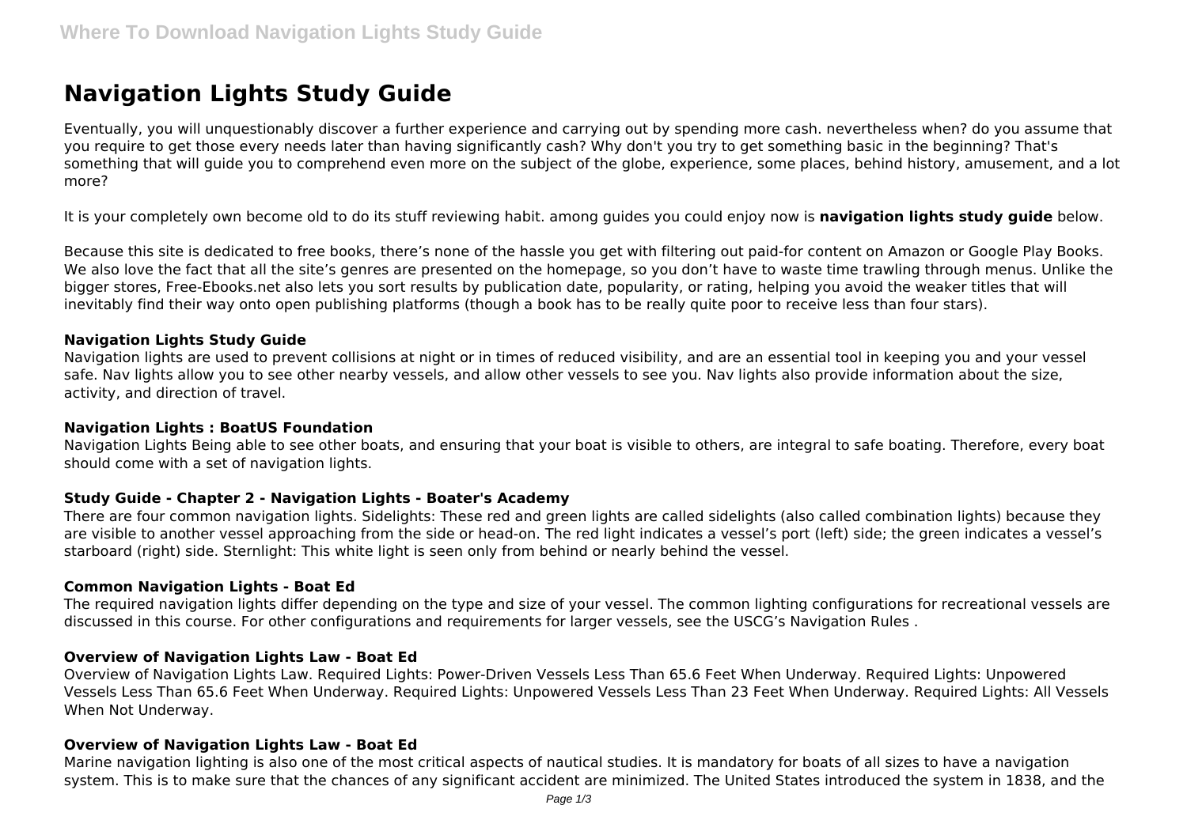# Navigation Lights Study Guide

Eventually, you will unquestionably discover a further experience and carrying out by spending more cash. nevertheless when? do you assume that you require to get those every needs later than having significantly cash? Why don't you try to get something basic in the beginning? That's something that will guide you to comprehend even more on the subject of the globe, experience, some places, behind history, amusement, and a lot more?

It is your completely own become old to do its stuff reviewing habit. among guides you could enjoy now is **navigation lights study guide** below.

Because this site is dedicated to free books, there's none of the hassle you get with filtering out paid-for content on Amazon or Google Play Books. We also love the fact that all the site's genres are presented on the homepage, so you don't have to waste time trawling through menus. Unlike the bigger stores, Free-Ebooks.net also lets you sort results by publication date, popularity, or rating, helping you avoid the weaker titles that will inevitably find their way onto open publishing platforms (though a book has to be really quite poor to receive less than four stars).

### Navigation Lights Study Guide

Navigation lights are used to prevent collisions at night or in times of reduced visibility, and are an essential tool in keeping you and your vessel safe. Nav lights allow you to see other nearby vessels, and allow other vessels to see you. Nav lights also provide information about the size, activity, and direction of travel.

### Navigation Lights : BoatUS Foundation

Navigation Lights Being able to see other boats, and ensuring that your boat is visible to others, are integral to safe boating. Therefore, every boat should come with a set of navigation lights.

### Study Guide - Chapter 2 - Navigation Lights - Boater's Academy

There are four common navigation lights. Sidelights: These red and green lights are called sidelights (also called combination lights) because they are visible to another vessel approaching from the side or head-on. The red light indicates a vessel's port (left) side; the green indicates a vessel's starboard (right) side. Sternlight: This white light is seen only from behind or nearly behind the vessel.

### Common Navigation Lights - Boat Ed

The required navigation lights differ depending on the type and size of your vessel. The common lighting configurations for recreational vessels are discussed in this course. For other configurations and requirements for larger vessels, see the USCG's Navigation Rules .

### Overview of Navigation Lights Law - Boat Ed

Overview of Navigation Lights Law. Required Lights: Power-Driven Vessels Less Than 65.6 Feet When Underway. Required Lights: Unpowered Vessels Less Than 65.6 Feet When Underway. Required Lights: Unpowered Vessels Less Than 23 Feet When Underway. Required Lights: All Vessels When Not Underway.

### Overview of Navigation Lights Law - Boat Ed

Marine navigation lighting is also one of the most critical aspects of nautical studies. It is mandatory for boats of all sizes to have a navigation system. This is to make sure that the chances of any significant accident are minimized. The United States introduced the system in 1838, and the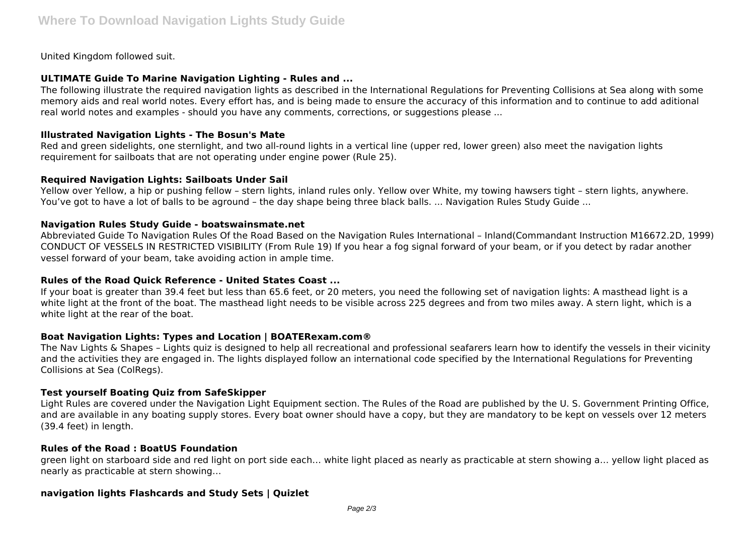United Kingdom followed suit.

### ULTIMATE Guide To Marine Navigation Lighting - Rules and ...

The following illustrate the required navigation lights as described in the International Regulations for Preventing Collisions at Sea along with some memory aids and real world notes. Every effort has, and is being made to ensure the accuracy of this information and to continue to add aditional real world notes and examples - should you have any comments, corrections, or suggestions please ...

### Illustrated Navigation Lights - The Bosun's Mate

Red and green sidelights, one sternlight, and two all-round lights in a vertical line (upper red, lower green) also meet the navigation lights requirement for sailboats that are not operating under engine power (Rule 25).

### Required Navigation Lights: Sailboats Under Sail

Yellow over Yellow, a hip or pushing fellow – stern lights, inland rules only. Yellow over White, my towing hawsers tight – stern lights, anywhere. You've got to have a lot of balls to be aground – the day shape being three black balls. ... Navigation Rules Study Guide ...

### Navigation Rules Study Guide - boatswainsmate.net

Abbreviated Guide To Navigation Rules Of the Road Based on the Navigation Rules International – Inland(Commandant Instruction M16672.2D, 1999) CONDUCT OF VESSELS IN RESTRICTED VISIBILITY (From Rule 19) If you hear a fog signal forward of your beam, or if you detect by radar another vessel forward of your beam, take avoiding action in ample time.

### Rules of the Road Quick Reference - United States Coast ...

If your boat is greater than 39.4 feet but less than 65.6 feet, or 20 meters, you need the following set of navigation lights: A masthead light is a white light at the front of the boat. The masthead light needs to be visible across 225 degrees and from two miles away. A stern light, which is a white light at the rear of the boat.

### Boat Navigation Lights: Types and Location | BOATERexam.com®

The Nav Lights & Shapes – Lights quiz is designed to help all recreational and professional seafarers learn how to identify the vessels in their vicinity and the activities they are engaged in. The lights displayed follow an international code specified by the International Regulations for Preventing Collisions at Sea (ColRegs).

### Test yourself Boating Quiz from SafeSkipper

Light Rules are covered under the Navigation Light Equipment section. The Rules of the Road are published by the U. S. Government Printing Office, and are available in any boating supply stores. Every boat owner should have a copy, but they are mandatory to be kept on vessels over 12 meters (39.4 feet) in length.

### Rules of the Road : BoatUS Foundation

green light on starboard side and red light on port side each… white light placed as nearly as practicable at stern showing a… yellow light placed as nearly as practicable at stern showing…

### navigation lights Flashcards and Study Sets | Quizlet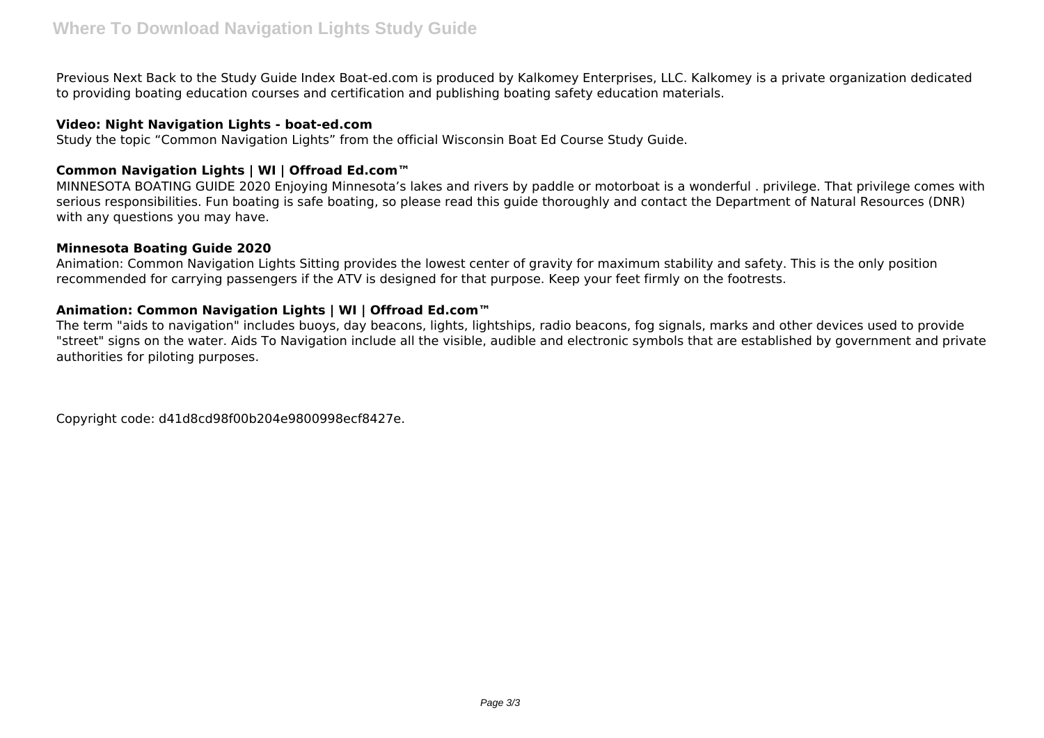Previous Next Back to the Study Guide Index Boat-ed.com is produced by Kalkomey Enterprises, LLC. Kalkomey is a private organization dedicated to providing boating education courses and certification and publishing boating safety education materials.

**Video: Night Navigation Lights - boat-ed.com**

Study the topic “Common Navigation Lights” from the official Wisconsin Boat Ed Course Study Guide.

**Common Navigation Lights | WI | Offroad Ed.com™**

MINNESOTA BOATING GUIDE 2020 Enjoying Minnesota’s lakes and rivers by paddle or motorboat is a wonderful . privilege. That privilege comes with serious responsibilities. Fun boating is safe boating, so please read this guide thoroughly and contact the Department of Natural Resources (DNR) with any questions you may have.

**Minnesota Boating Guide 2020**

Animation: Common Navigation Lights Sitting provides the lowest center of gravity for maximum stability and safety. This is the only position recommended for carrying passengers if the ATV is designed for that purpose. Keep your feet firmly on the footrests.

**Animation: Common Navigation Lights | WI | Offroad Ed.com™**

The term "aids to navigation" includes buoys, day beacons, lights, lightships, radio beacons, fog signals, marks and other devices used to provide "street" signs on the water. Aids To Navigation include all the visible, audible and electronic symbols that are established by government and private authorities for piloting purposes.

Copyright code: d41d8cd98f00b204e9800998ecf8427e.